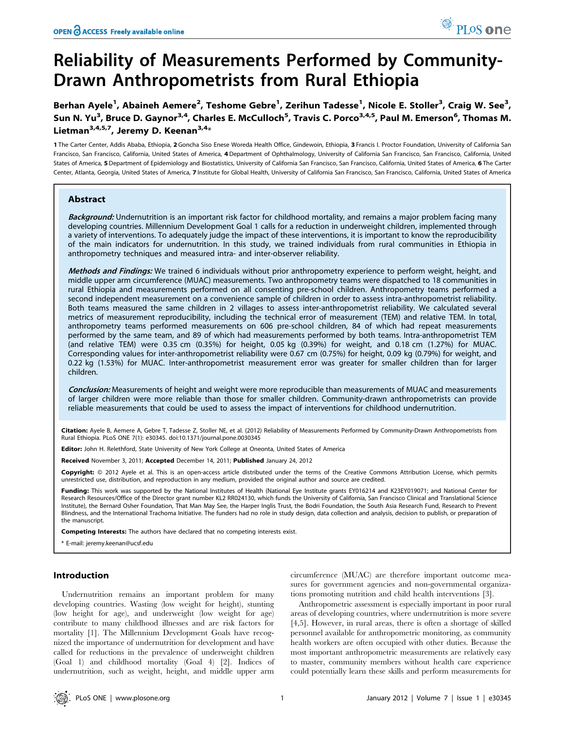# Reliability of Measurements Performed by Community-Drawn Anthropometrists from Rural Ethiopia

**Berhan Ayele[1], Abaineh Aemere[2], Teshome Gebre[1], Zerihun Tadesse[1], Nicole E. Stoller[3], Craig W. See[3], Sun N. Yu[3], Bruce D. Gaynor[3,4], Charles E. McCulloch[5], Travis C. Porco[3,4,5], Paul M. Emerson[6], Thomas M. Lietman[3,4,5,7], Jeremy D. Keenan[3,4]***

1 The Carter Center, Addis Ababa, Ethiopia, 2 Goncha Siso Enese Woreda Health Office, Gindewoin, Ethiopia, 3 Francis I. Proctor Foundation, University of California San Francisco, San Francisco, California, United States of America, 4 Department of Ophthalmology, University of California San Francisco, San Francisco, California, United States of America, 5 Department of Epidemiology and Biostatistics, University of California San Francisco, San Francisco, California, United States of America, 6 The Carter Center, Atlanta, Georgia, United States of America, 7 Institute for Global Health, University of California San Francisco, San Francisco, California, United States of America

## Abstract

***Background:*** Undernutrition is an important risk factor for childhood mortality, and remains a major problem facing many developing countries. Millennium Development Goal 1 calls for a reduction in underweight children, implemented through a variety of interventions. To adequately judge the impact of these interventions, it is important to know the reproducibility of the main indicators for undernutrition. In this study, we trained individuals from rural communities in Ethiopia in anthropometry techniques and measured intra- and inter-observer reliability.

***Methods and Findings:*** We trained 6 individuals without prior anthropometry experience to perform weight, height, and middle upper arm circumference (MUAC) measurements. Two anthropometry teams were dispatched to 18 communities in rural Ethiopia and measurements performed on all consenting pre-school children. Anthropometry teams performed a second independent measurement on a convenience sample of children in order to assess intra-anthropometrist reliability. Both teams measured the same children in 2 villages to assess inter-anthropometrist reliability. We calculated several metrics of measurement reproducibility, including the technical error of measurement (TEM) and relative TEM. In total, anthropometry teams performed measurements on 606 pre-school children, 84 of which had repeat measurements performed by the same team, and 89 of which had measurements performed by both teams. Intra-anthropometrist TEM (and relative TEM) were 0.35 cm (0.35%) for height, 0.05 kg (0.39%) for weight, and 0.18 cm (1.27%) for MUAC. Corresponding values for inter-anthropometrist reliability were 0.67 cm (0.75%) for height, 0.09 kg (0.79%) for weight, and 0.22 kg (1.53%) for MUAC. Inter-anthropometrist measurement error was greater for smaller children than for larger children.

***Conclusion:*** Measurements of height and weight were more reproducible than measurements of MUAC and measurements of larger children were more reliable than those for smaller children. Community-drawn anthropometrists can provide reliable measurements that could be used to assess the impact of interventions for childhood undernutrition.

**Citation:** Ayele B, Aemere A, Gebre T, Tadesse Z, Stoller NE, et al. (2012) Reliability of Measurements Performed by Community-Drawn Anthropometrists from Rural Ethiopia. PLoS ONE 7(1): e30345. doi:10.1371/journal.pone.0030345

**Editor:** John H. Relethford, State University of New York College at Oneonta, United States of America

**Received** November 3, 2011; **Accepted** December 14, 2011; **Published** January 24, 2012

**Copyright:** © 2012 Ayele et al. This is an open-access article distributed under the terms of the Creative Commons Attribution License, which permits unrestricted use, distribution, and reproduction in any medium, provided the original author and source are credited.

**Funding:** This work was supported by the National Institutes of Health (National Eye Institute grants EY016214 and K23EY019071; and National Center for Research Resources/Office of the Director grant number KL2 RR024130, which funds the University of California, San Francisco Clinical and Translational Science Institute), the Bernard Osher Foundation, That Man May See, the Harper Inglis Trust, the Bodri Foundation, the South Asia Research Fund, Research to Prevent Blindness, and the International Trachoma Initiative. The funders had no role in study design, data collection and analysis, decision to publish, or preparation of the manuscript.

**Competing Interests:** The authors have declared that no competing interests exist.

* E-mail: jeremy.keenan@ucsf.edu

## Introduction

Undernutrition remains an important problem for many developing countries. Wasting (low weight for height), stunting (low height for age), and underweight (low weight for age) contribute to many childhood illnesses and are risk factors for mortality [1]. The Millennium Development Goals have recognized the importance of undernutrition for development and have called for reductions in the prevalence of underweight children (Goal 1) and childhood mortality (Goal 4) [2]. Indices of undernutrition, such as weight, height, and middle upper arm circumference (MUAC) are therefore important outcome measures for government agencies and non-governmental organizations promoting nutrition and child health interventions [3].

Anthropometric assessment is especially important in poor rural areas of developing countries, where undernutrition is more severe [4,5]. However, in rural areas, there is often a shortage of skilled personnel available for anthropometric monitoring, as community health workers are often occupied with other duties. Because the most important anthropometric measurements are relatively easy to master, community members without health care experience could potentially learn these skills and perform measurements for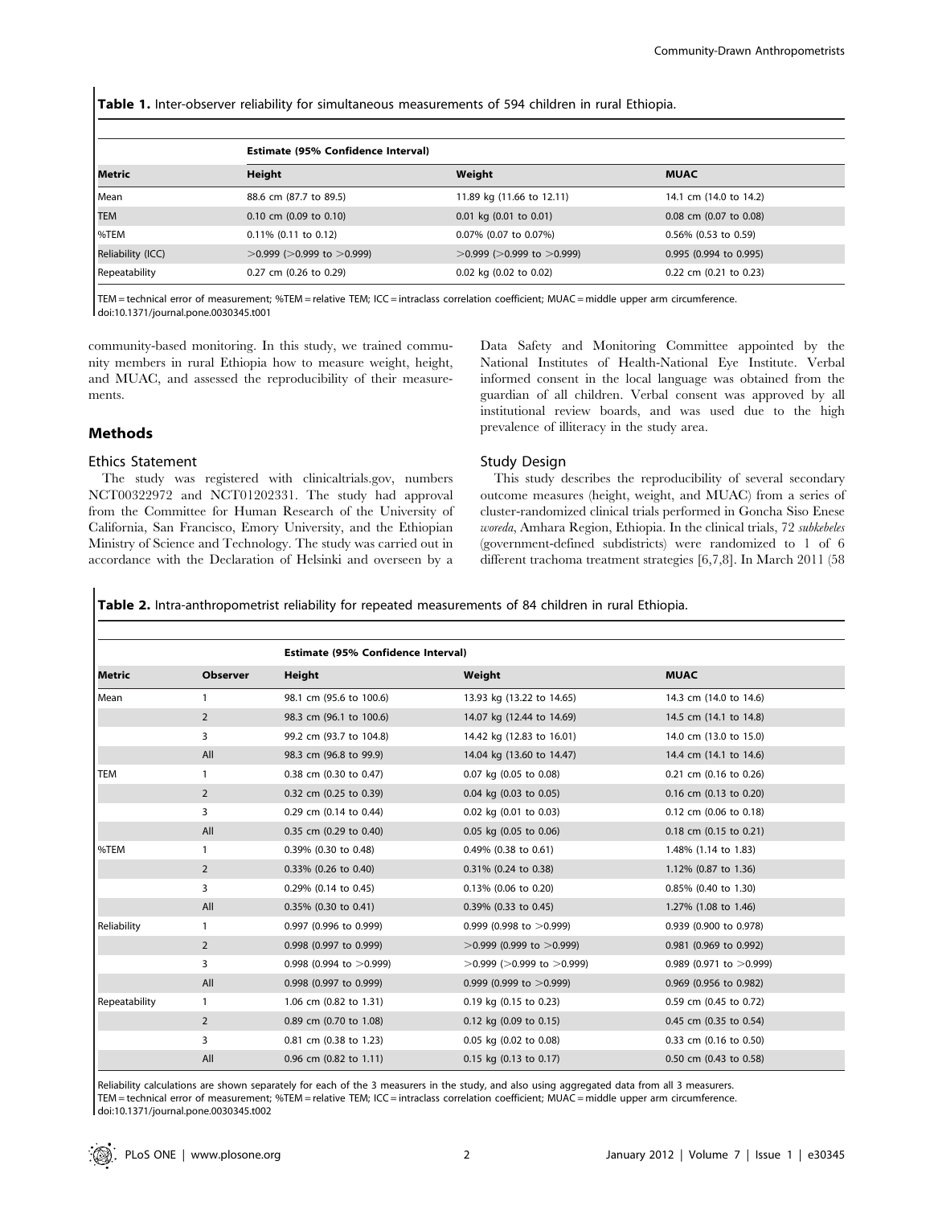**Table 1.** Inter-observer reliability for simultaneous measurements of 594 children in rural Ethiopia.

| | Estimate (95% Confidence Interval) | | |
|---|---|---|---|
| **Metric** | **Height** | **Weight** | **MUAC** |
| Mean | 88.6 cm (87.7 to 89.5) | 11.89 kg (11.66 to 12.11) | 14.1 cm (14.0 to 14.2) |
| TEM | 0.10 cm (0.09 to 0.10) | 0.01 kg (0.01 to 0.01) | 0.08 cm (0.07 to 0.08) |
| %TEM | 0.11% (0.11 to 0.12) | 0.07% (0.07 to 0.07%) | 0.56% (0.53 to 0.59) |
| Reliability (ICC) | >0.999 (>0.999 to >0.999) | >0.999 (>0.999 to >0.999) | 0.995 (0.994 to 0.995) |
| Repeatability | 0.27 cm (0.26 to 0.29) | 0.02 kg (0.02 to 0.02) | 0.22 cm (0.21 to 0.23) |

TEM = technical error of measurement; %TEM = relative TEM; ICC = intraclass correlation coefficient; MUAC = middle upper arm circumference.
doi:10.1371/journal.pone.0030345.t001

community-based monitoring. In this study, we trained community members in rural Ethiopia how to measure weight, height, and MUAC, and assessed the reproducibility of their measurements.

## Methods

### Ethics Statement

The study was registered with clinicaltrials.gov, numbers NCT00322972 and NCT01202331. The study had approval from the Committee for Human Research of the University of California, San Francisco, Emory University, and the Ethiopian Ministry of Science and Technology. The study was carried out in accordance with the Declaration of Helsinki and overseen by a Data Safety and Monitoring Committee appointed by the National Institutes of Health-National Eye Institute. Verbal informed consent in the local language was obtained from the guardian of all children. Verbal consent was approved by all institutional review boards, and was used due to the high prevalence of illiteracy in the study area.

### Study Design

This study describes the reproducibility of several secondary outcome measures (height, weight, and MUAC) from a series of cluster-randomized clinical trials performed in Goncha Siso Enese *woreda*, Amhara Region, Ethiopia. In the clinical trials, 72 *subkebeles* (government-defined subdistricts) were randomized to 1 of 6 different trachoma treatment strategies [6,7,8]. In March 2011 (58

**Table 2.** Intra-anthropometrist reliability for repeated measurements of 84 children in rural Ethiopia.

| | | Estimate (95% Confidence Interval) | | |
|---|---|---|---|---|
| **Metric** | **Observer** | **Height** | **Weight** | **MUAC** |
| Mean | 1 | 98.1 cm (95.6 to 100.6) | 13.93 kg (13.22 to 14.65) | 14.3 cm (14.0 to 14.6) |
| | 2 | 98.3 cm (96.1 to 100.6) | 14.07 kg (12.44 to 14.69) | 14.5 cm (14.1 to 14.8) |
| | 3 | 99.2 cm (93.7 to 104.8) | 14.42 kg (12.83 to 16.01) | 14.0 cm (13.0 to 15.0) |
| | All | 98.3 cm (96.8 to 99.9) | 14.04 kg (13.60 to 14.47) | 14.4 cm (14.1 to 14.6) |
| TEM | 1 | 0.38 cm (0.30 to 0.47) | 0.07 kg (0.05 to 0.08) | 0.21 cm (0.16 to 0.26) |
| | 2 | 0.32 cm (0.25 to 0.39) | 0.04 kg (0.03 to 0.05) | 0.16 cm (0.13 to 0.20) |
| | 3 | 0.29 cm (0.14 to 0.44) | 0.02 kg (0.01 to 0.03) | 0.12 cm (0.06 to 0.18) |
| | All | 0.35 cm (0.29 to 0.40) | 0.05 kg (0.05 to 0.06) | 0.18 cm (0.15 to 0.21) |
| %TEM | 1 | 0.39% (0.30 to 0.48) | 0.49% (0.38 to 0.61) | 1.48% (1.14 to 1.83) |
| | 2 | 0.33% (0.26 to 0.40) | 0.31% (0.24 to 0.38) | 1.12% (0.87 to 1.36) |
| | 3 | 0.29% (0.14 to 0.45) | 0.13% (0.06 to 0.20) | 0.85% (0.40 to 1.30) |
| | All | 0.35% (0.30 to 0.41) | 0.39% (0.33 to 0.45) | 1.27% (1.08 to 1.46) |
| Reliability | 1 | 0.997 (0.996 to 0.999) | 0.999 (0.998 to >0.999) | 0.939 (0.900 to 0.978) |
| | 2 | 0.998 (0.997 to 0.999) | >0.999 (0.999 to >0.999) | 0.981 (0.969 to 0.992) |
| | 3 | 0.998 (0.994 to >0.999) | >0.999 (>0.999 to >0.999) | 0.989 (0.971 to >0.999) |
| | All | 0.998 (0.997 to 0.999) | 0.999 (0.999 to >0.999) | 0.969 (0.956 to 0.982) |
| Repeatability | 1 | 1.06 cm (0.82 to 1.31) | 0.19 kg (0.15 to 0.23) | 0.59 cm (0.45 to 0.72) |
| | 2 | 0.89 cm (0.70 to 1.08) | 0.12 kg (0.09 to 0.15) | 0.45 cm (0.35 to 0.54) |
| | 3 | 0.81 cm (0.38 to 1.23) | 0.05 kg (0.02 to 0.08) | 0.33 cm (0.16 to 0.50) |
| | All | 0.96 cm (0.82 to 1.11) | 0.15 kg (0.13 to 0.17) | 0.50 cm (0.43 to 0.58) |

Reliability calculations are shown separately for each of the 3 measurers in the study, and also using aggregated data from all 3 measurers.
TEM = technical error of measurement; %TEM = relative TEM; ICC = intraclass correlation coefficient; MUAC = middle upper arm circumference.
doi:10.1371/journal.pone.0030345.t002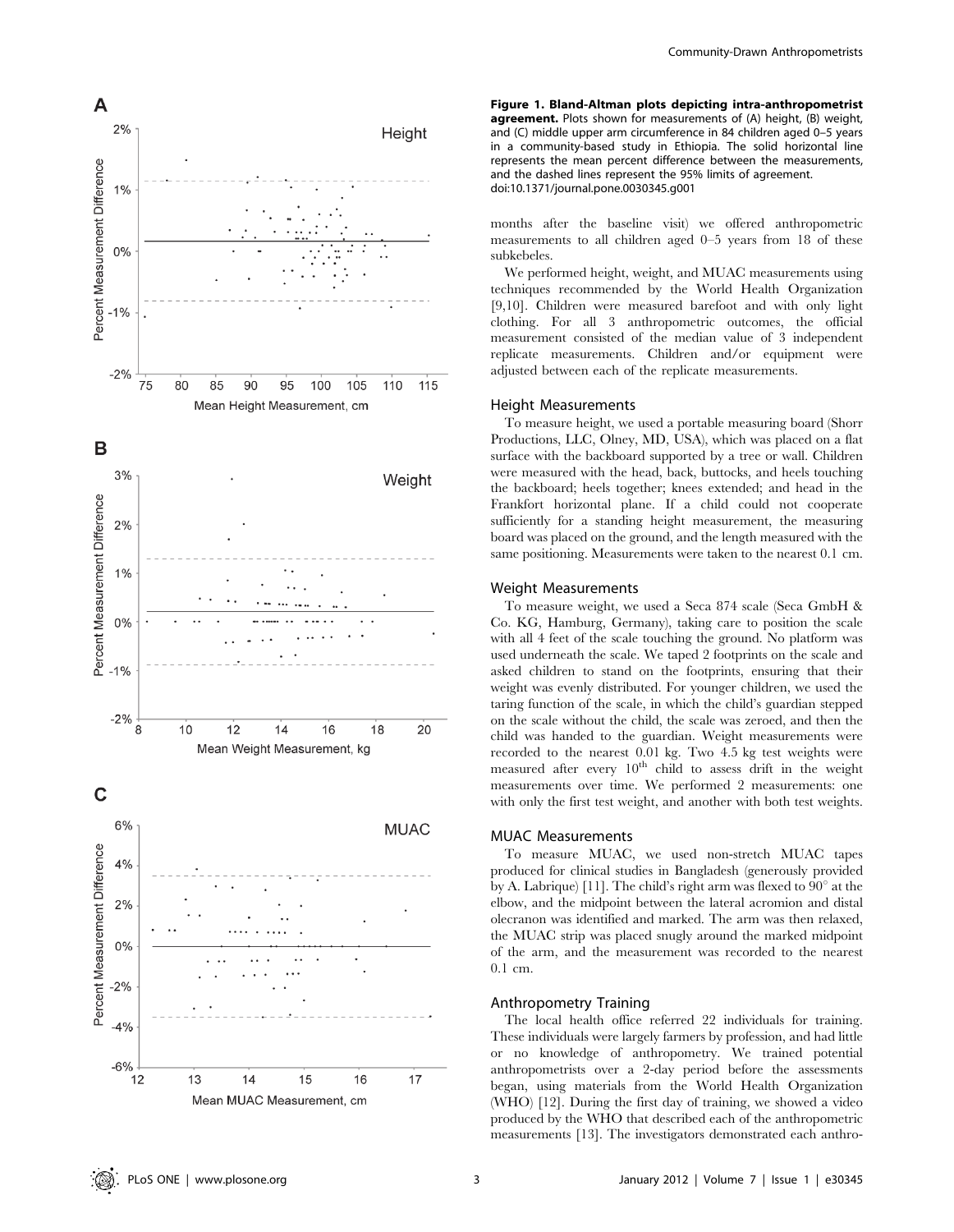**Figure 1. Bland-Altman plots depicting intra-anthropometrist agreement.** Plots shown for measurements of (A) height, (B) weight, and (C) middle upper arm circumference in 84 children aged 0–5 years in a community-based study in Ethiopia. The solid horizontal line represents the mean percent difference between the measurements, and the dashed lines represent the 95% limits of agreement. doi:10.1371/journal.pone.0030345.g001

months after the baseline visit) we offered anthropometric measurements to all children aged 0–5 years from 18 of these subkebeles.

We performed height, weight, and MUAC measurements using techniques recommended by the World Health Organization [9,10]. Children were measured barefoot and with only light clothing. For all 3 anthropometric outcomes, the official measurement consisted of the median value of 3 independent replicate measurements. Children and/or equipment were adjusted between each of the replicate measurements.

## Height Measurements

To measure height, we used a portable measuring board (Shorr Productions, LLC, Olney, MD, USA), which was placed on a flat surface with the backboard supported by a tree or wall. Children were measured with the head, back, buttocks, and heels touching the backboard; heels together; knees extended; and head in the Frankfort horizontal plane. If a child could not cooperate sufficiently for a standing height measurement, the measuring board was placed on the ground, and the length measured with the same positioning. Measurements were taken to the nearest 0.1 cm.

## Weight Measurements

To measure weight, we used a Seca 874 scale (Seca GmbH & Co. KG, Hamburg, Germany), taking care to position the scale with all 4 feet of the scale touching the ground. No platform was used underneath the scale. We taped 2 footprints on the scale and asked children to stand on the footprints, ensuring that their weight was evenly distributed. For younger children, we used the taring function of the scale, in which the child's guardian stepped on the scale without the child, the scale was zeroed, and then the child was handed to the guardian. Weight measurements were recorded to the nearest 0.01 kg. Two 4.5 kg test weights were measured after every 10th child to assess drift in the weight measurements over time. We performed 2 measurements: one with only the first test weight, and another with both test weights.

## MUAC Measurements

To measure MUAC, we used non-stretch MUAC tapes produced for clinical studies in Bangladesh (generously provided by A. Labrique) [11]. The child's right arm was flexed to 90° at the elbow, and the midpoint between the lateral acromion and distal olecranon was identified and marked. The arm was then relaxed, the MUAC strip was placed snugly around the marked midpoint of the arm, and the measurement was recorded to the nearest 0.1 cm.

## Anthropometry Training

The local health office referred 22 individuals for training. These individuals were largely farmers by profession, and had little or no knowledge of anthropometry. We trained potential anthropometrists over a 2-day period before the assessments began, using materials from the World Health Organization (WHO) [12]. During the first day of training, we showed a video produced by the WHO that described each of the anthropometric measurements [13]. The investigators demonstrated each anthro-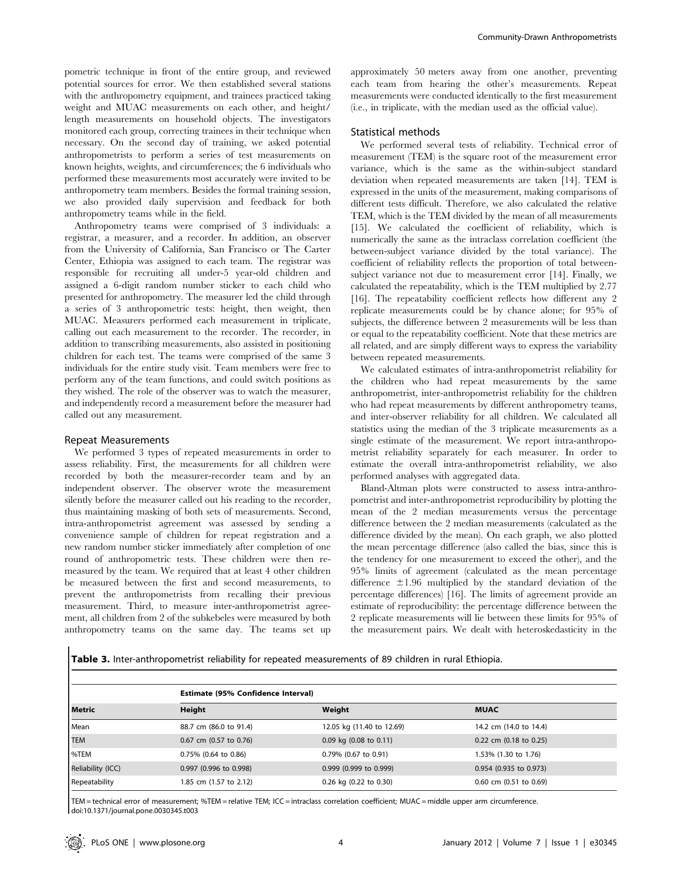pometric technique in front of the entire group, and reviewed potential sources for error. We then established several stations with the anthropometry equipment, and trainees practiced taking weight and MUAC measurements on each other, and height/length measurements on household objects. The investigators monitored each group, correcting trainees in their technique when necessary. On the second day of training, we asked potential anthropometrists to perform a series of test measurements on known heights, weights, and circumferences; the 6 individuals who performed these measurements most accurately were invited to be anthropometry team members. Besides the formal training session, we also provided daily supervision and feedback for both anthropometry teams while in the field.

Anthropometry teams were comprised of 3 individuals: a registrar, a measurer, and a recorder. In addition, an observer from the University of California, San Francisco or The Carter Center, Ethiopia was assigned to each team. The registrar was responsible for recruiting all under-5 year-old children and assigned a 6-digit random number sticker to each child who presented for anthropometry. The measurer led the child through a series of 3 anthropometric tests: height, then weight, then MUAC. Measurers performed each measurement in triplicate, calling out each measurement to the recorder. The recorder, in addition to transcribing measurements, also assisted in positioning children for each test. The teams were comprised of the same 3 individuals for the entire study visit. Team members were free to perform any of the team functions, and could switch positions as they wished. The role of the observer was to watch the measurer, and independently record a measurement before the measurer had called out any measurement.

### Repeat Measurements

We performed 3 types of repeated measurements in order to assess reliability. First, the measurements for all children were recorded by both the measurer-recorder team and by an independent observer. The observer wrote the measurement silently before the measurer called out his reading to the recorder, thus maintaining masking of both sets of measurements. Second, intra-anthropometrist agreement was assessed by sending a convenience sample of children for repeat registration and a new random number sticker immediately after completion of one round of anthropometric tests. These children were then re-measured by the team. We required that at least 4 other children be measured between the first and second measurements, to prevent the anthropometrists from recalling their previous measurement. Third, to measure inter-anthropometrist agreement, all children from 2 of the subkebeles were measured by both anthropometry teams on the same day. The teams set up approximately 50 meters away from one another, preventing each team from hearing the other's measurements. Repeat measurements were conducted identically to the first measurement (i.e., in triplicate, with the median used as the official value).

### Statistical methods

We performed several tests of reliability. Technical error of measurement (TEM) is the square root of the measurement error variance, which is the same as the within-subject standard deviation when repeated measurements are taken [14]. TEM is expressed in the units of the measurement, making comparisons of different tests difficult. Therefore, we also calculated the relative TEM, which is the TEM divided by the mean of all measurements [15]. We calculated the coefficient of reliability, which is numerically the same as the intraclass correlation coefficient (the between-subject variance divided by the total variance). The coefficient of reliability reflects the proportion of total between-subject variance not due to measurement error [14]. Finally, we calculated the repeatability, which is the TEM multiplied by 2.77 [16]. The repeatability coefficient reflects how different any 2 replicate measurements could be by chance alone; for 95% of subjects, the difference between 2 measurements will be less than or equal to the repeatability coefficient. Note that these metrics are all related, and are simply different ways to express the variability between repeated measurements.

We calculated estimates of intra-anthropometrist reliability for the children who had repeat measurements by the same anthropometrist, inter-anthropometrist reliability for the children who had repeat measurements by different anthropometry teams, and inter-observer reliability for all children. We calculated all statistics using the median of the 3 triplicate measurements as a single estimate of the measurement. We report intra-anthropometrist reliability separately for each measurer. In order to estimate the overall intra-anthropometrist reliability, we also performed analyses with aggregated data.

Bland-Altman plots were constructed to assess intra-anthropometrist and inter-anthropometrist reproducibility by plotting the mean of the 2 median measurements versus the percentage difference between the 2 median measurements (calculated as the difference divided by the mean). On each graph, we also plotted the mean percentage difference (also called the bias, since this is the tendency for one measurement to exceed the other), and the 95% limits of agreement (calculated as the mean percentage difference $\pm 1.96$ multiplied by the standard deviation of the percentage differences) [16]. The limits of agreement provide an estimate of reproducibility: the percentage difference between the 2 replicate measurements will lie between these limits for 95% of the measurement pairs. We dealt with heteroskedasticity in the

**Table 3.** Inter-anthropometrist reliability for repeated measurements of 89 children in rural Ethiopia.

| | Estimate (95% Confidence Interval) | | |
|---|---|---|---|
| **Metric** | **Height** | **Weight** | **MUAC** |
| Mean | 88.7 cm (86.0 to 91.4) | 12.05 kg (11.40 to 12.69) | 14.2 cm (14.0 to 14.4) |
| TEM | 0.67 cm (0.57 to 0.76) | 0.09 kg (0.08 to 0.11) | 0.22 cm (0.18 to 0.25) |
| %TEM | 0.75% (0.64 to 0.86) | 0.79% (0.67 to 0.91) | 1.53% (1.30 to 1.76) |
| Reliability (ICC) | 0.997 (0.996 to 0.998) | 0.999 (0.999 to 0.999) | 0.954 (0.935 to 0.973) |
| Repeatability | 1.85 cm (1.57 to 2.12) | 0.26 kg (0.22 to 0.30) | 0.60 cm (0.51 to 0.69) |

TEM = technical error of measurement; %TEM = relative TEM; ICC = intraclass correlation coefficient; MUAC = middle upper arm circumference.
doi:10.1371/journal.pone.0030345.t003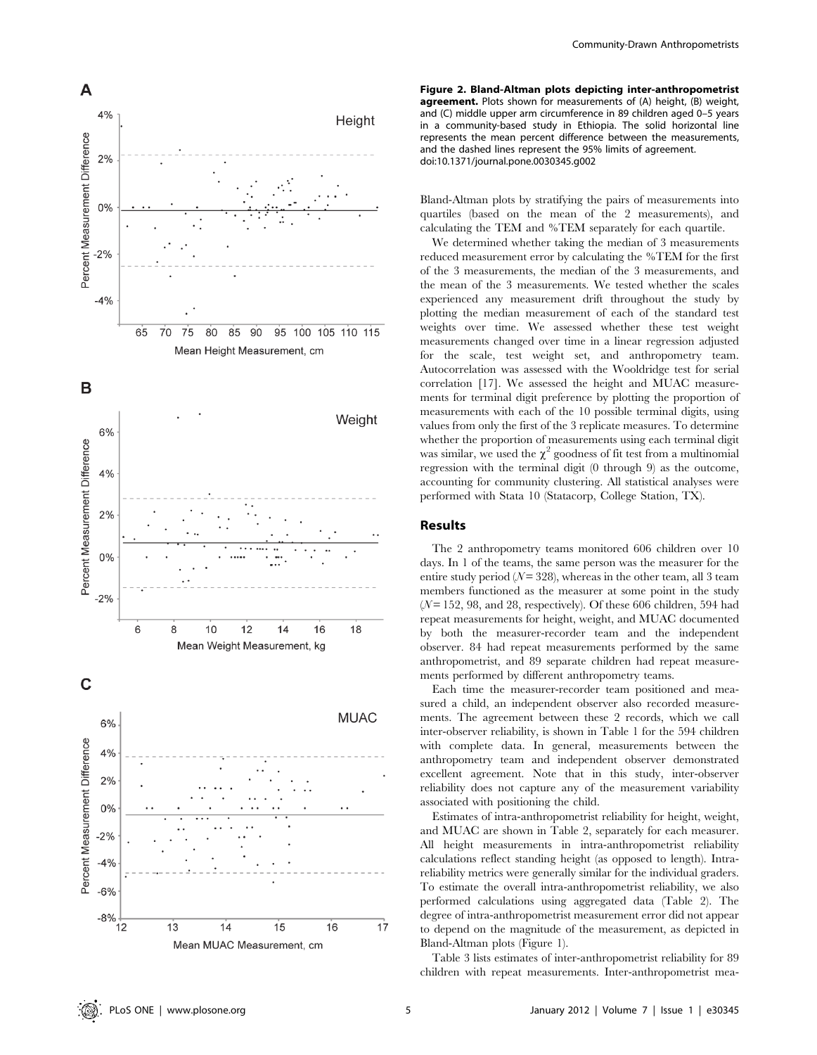**Figure 2. Bland-Altman plots depicting inter-anthropometrist agreement.** Plots shown for measurements of (A) height, (B) weight, and (C) middle upper arm circumference in 89 children aged 0–5 years in a community-based study in Ethiopia. The solid horizontal line represents the mean percent difference between the measurements, and the dashed lines represent the 95% limits of agreement. doi:10.1371/journal.pone.0030345.g002

Bland-Altman plots by stratifying the pairs of measurements into quartiles (based on the mean of the 2 measurements), and calculating the TEM and %TEM separately for each quartile.

We determined whether taking the median of 3 measurements reduced measurement error by calculating the %TEM for the first of the 3 measurements, the median of the 3 measurements, and the mean of the 3 measurements. We tested whether the scales experienced any measurement drift throughout the study by plotting the median measurement of each of the standard test weights over time. We assessed whether these test weight measurements changed over time in a linear regression adjusted for the scale, test weight set, and anthropometry team. Autocorrelation was assessed with the Wooldridge test for serial correlation [17]. We assessed the height and MUAC measurements for terminal digit preference by plotting the proportion of measurements with each of the 10 possible terminal digits, using values from only the first of the 3 replicate measures. To determine whether the proportion of measurements using each terminal digit was similar, we used the $\chi^2$ goodness of fit test from a multinomial regression with the terminal digit (0 through 9) as the outcome, accounting for community clustering. All statistical analyses were performed with Stata 10 (Statacorp, College Station, TX).

## Results

The 2 anthropometry teams monitored 606 children over 10 days. In 1 of the teams, the same person was the measurer for the entire study period ($N = 328$), whereas in the other team, all 3 team members functioned as the measurer at some point in the study ($N = 152$, 98, and 28, respectively). Of these 606 children, 594 had repeat measurements for height, weight, and MUAC documented by both the measurer-recorder team and the independent observer. 84 had repeat measurements performed by the same anthropometrist, and 89 separate children had repeat measurements performed by different anthropometry teams.

Each time the measurer-recorder team positioned and measured a child, an independent observer also recorded measurements. The agreement between these 2 records, which we call inter-observer reliability, is shown in Table 1 for the 594 children with complete data. In general, measurements between the anthropometry team and independent observer demonstrated excellent agreement. Note that in this study, inter-observer reliability does not capture any of the measurement variability associated with positioning the child.

Estimates of intra-anthropometrist reliability for height, weight, and MUAC are shown in Table 2, separately for each measurer. All height measurements in intra-anthropometrist reliability calculations reflect standing height (as opposed to length). Intra-reliability metrics were generally similar for the individual graders. To estimate the overall intra-anthropometrist reliability, we also performed calculations using aggregated data (Table 2). The degree of intra-anthropometrist measurement error did not appear to depend on the magnitude of the measurement, as depicted in Bland-Altman plots (Figure 1).

Table 3 lists estimates of inter-anthropometrist reliability for 89 children with repeat measurements. Inter-anthropometrist mea-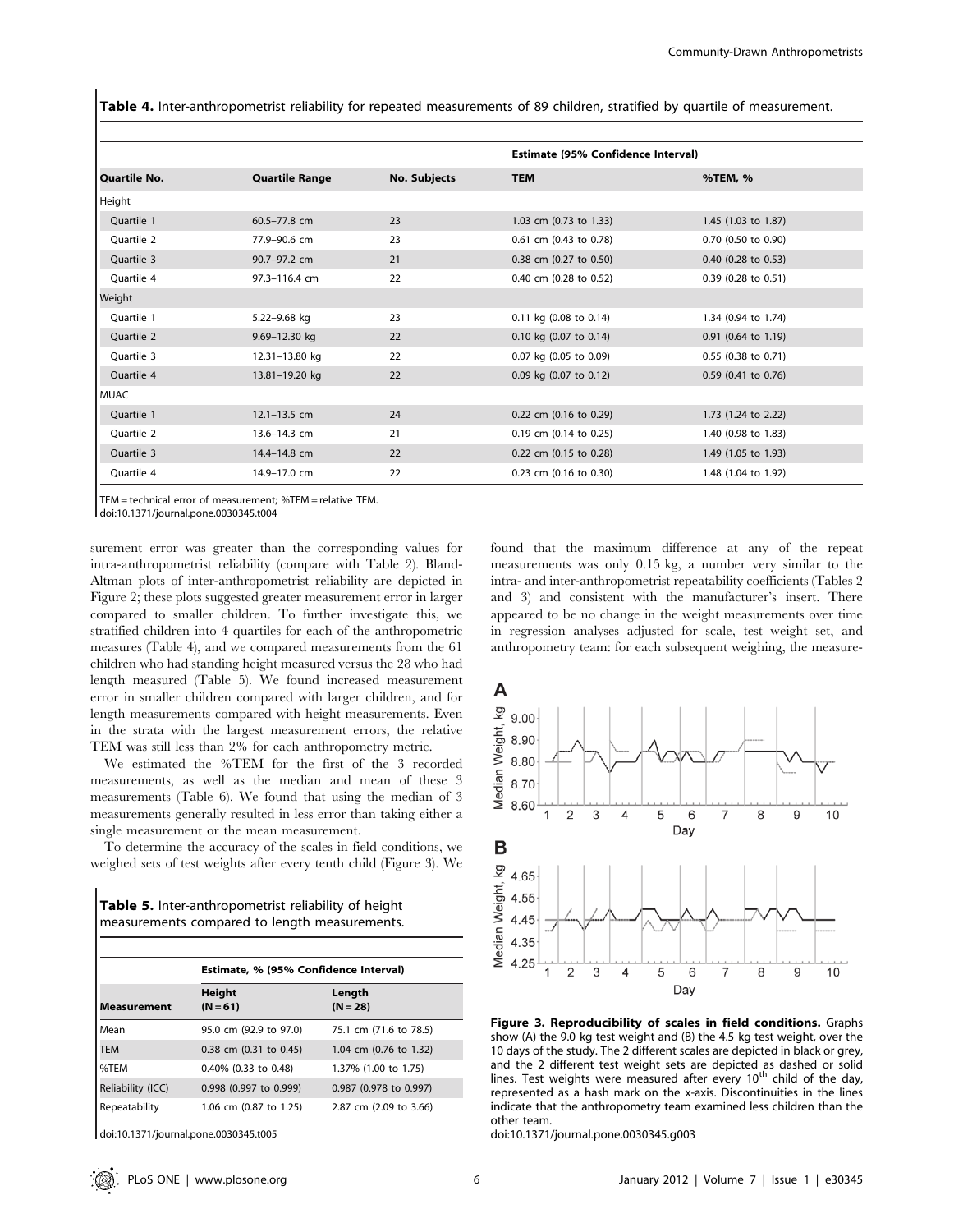**Table 4.** Inter-anthropometrist reliability for repeated measurements of 89 children, stratified by quartile of measurement.

| Quartile No. | Quartile Range | No. Subjects | Estimate (95% Confidence Interval) | |
|---|---|---|---|---|
| | | | **TEM** | **%TEM, %** |
| Height | | | | |
| Quartile 1 | 60.5–77.8 cm | 23 | 1.03 cm (0.73 to 1.33) | 1.45 (1.03 to 1.87) |
| Quartile 2 | 77.9–90.6 cm | 23 | 0.61 cm (0.43 to 0.78) | 0.70 (0.50 to 0.90) |
| Quartile 3 | 90.7–97.2 cm | 21 | 0.38 cm (0.27 to 0.50) | 0.40 (0.28 to 0.53) |
| Quartile 4 | 97.3–116.4 cm | 22 | 0.40 cm (0.28 to 0.52) | 0.39 (0.28 to 0.51) |
| Weight | | | | |
| Quartile 1 | 5.22–9.68 kg | 23 | 0.11 kg (0.08 to 0.14) | 1.34 (0.94 to 1.74) |
| Quartile 2 | 9.69–12.30 kg | 22 | 0.10 kg (0.07 to 0.14) | 0.91 (0.64 to 1.19) |
| Quartile 3 | 12.31–13.80 kg | 22 | 0.07 kg (0.05 to 0.09) | 0.55 (0.38 to 0.71) |
| Quartile 4 | 13.81–19.20 kg | 22 | 0.09 kg (0.07 to 0.12) | 0.59 (0.41 to 0.76) |
| MUAC | | | | |
| Quartile 1 | 12.1–13.5 cm | 24 | 0.22 cm (0.16 to 0.29) | 1.73 (1.24 to 2.22) |
| Quartile 2 | 13.6–14.3 cm | 21 | 0.19 cm (0.14 to 0.25) | 1.40 (0.98 to 1.83) |
| Quartile 3 | 14.4–14.8 cm | 22 | 0.22 cm (0.15 to 0.28) | 1.49 (1.05 to 1.93) |
| Quartile 4 | 14.9–17.0 cm | 22 | 0.23 cm (0.16 to 0.30) | 1.48 (1.04 to 1.92) |

TEM = technical error of measurement; %TEM = relative TEM.
doi:10.1371/journal.pone.0030345.t004

surement error was greater than the corresponding values for intra-anthropometrist reliability (compare with Table 2). Bland-Altman plots of inter-anthropometrist reliability are depicted in Figure 2; these plots suggested greater measurement error in larger compared to smaller children. To further investigate this, we stratified children into 4 quartiles for each of the anthropometric measures (Table 4), and we compared measurements from the 61 children who had standing height measured versus the 28 who had length measured (Table 5). We found increased measurement error in smaller children compared with larger children, and for length measurements compared with height measurements. Even in the strata with the largest measurement errors, the relative TEM was still less than 2% for each anthropometry metric.

We estimated the %TEM for the first of the 3 recorded measurements, as well as the median and mean of these 3 measurements (Table 6). We found that using the median of 3 measurements generally resulted in less error than taking either a single measurement or the mean measurement.

To determine the accuracy of the scales in field conditions, we weighed sets of test weights after every tenth child (Figure 3). We found that the maximum difference at any of the repeat measurements was only 0.15 kg, a number very similar to the intra- and inter-anthropometrist repeatability coefficients (Tables 2 and 3) and consistent with the manufacturer's insert. There appeared to be no change in the weight measurements over time in regression analyses adjusted for scale, test weight set, and anthropometry team: for each subsequent weighing, the measure-

**Table 5.** Inter-anthropometrist reliability of height measurements compared to length measurements.

| Measurement | Estimate, % (95% Confidence Interval) | |
|---|---|---|
| | **Height (N = 61)** | **Length (N = 28)** |
| Mean | 95.0 cm (92.9 to 97.0) | 75.1 cm (71.6 to 78.5) |
| TEM | 0.38 cm (0.31 to 0.45) | 1.04 cm (0.76 to 1.32) |
| %TEM | 0.40% (0.33 to 0.48) | 1.37% (1.00 to 1.75) |
| Reliability (ICC) | 0.998 (0.997 to 0.999) | 0.987 (0.978 to 0.997) |
| Repeatability | 1.06 cm (0.87 to 1.25) | 2.87 cm (2.09 to 3.66) |

doi:10.1371/journal.pone.0030345.t005

**Figure 3. Reproducibility of scales in field conditions.** Graphs show (A) the 9.0 kg test weight and (B) the 4.5 kg test weight, over the 10 days of the study. The 2 different scales are depicted in black or grey, and the 2 different test weight sets are depicted as dashed or solid lines. Test weights were measured after every 10[th] child of the day, represented as a hash mark on the x-axis. Discontinuities in the lines indicate that the anthropometry team examined less children than the other team.
doi:10.1371/journal.pone.0030345.g003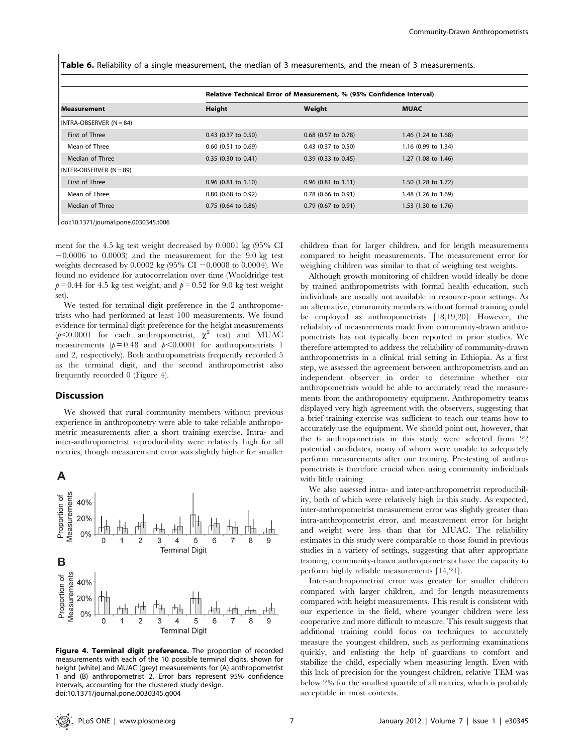**Table 6.** Reliability of a single measurement, the median of 3 measurements, and the mean of 3 measurements.

| | Relative Technical Error of Measurement, % (95% Confidence Interval) | | |
|---|---|---|---|
| **Measurement** | **Height** | **Weight** | **MUAC** |
| INTRA-OBSERVER (N = 84) | | | |
| First of Three | 0.43 (0.37 to 0.50) | 0.68 (0.57 to 0.78) | 1.46 (1.24 to 1.68) |
| Mean of Three | 0.60 (0.51 to 0.69) | 0.43 (0.37 to 0.50) | 1.16 (0.99 to 1.34) |
| Median of Three | 0.35 (0.30 to 0.41) | 0.39 (0.33 to 0.45) | 1.27 (1.08 to 1.46) |
| INTER-OBSERVER (N = 89) | | | |
| First of Three | 0.96 (0.81 to 1.10) | 0.96 (0.81 to 1.11) | 1.50 (1.28 to 1.72) |
| Mean of Three | 0.80 (0.68 to 0.92) | 0.78 (0.66 to 0.91) | 1.48 (1.26 to 1.69) |
| Median of Three | 0.75 (0.64 to 0.86) | 0.79 (0.67 to 0.91) | 1.53 (1.30 to 1.76) |

doi:10.1371/journal.pone.0030345.t006

ment for the 4.5 kg test weight decreased by 0.0001 kg (95% CI −0.0006 to 0.0003) and the measurement for the 9.0 kg test weights decreased by 0.0002 kg (95% CI −0.0008 to 0.0004). We found no evidence for autocorrelation over time (Wooldridge test $p = 0.44$ for 4.5 kg test weight, and $p = 0.52$ for 9.0 kg test weight set).

We tested for terminal digit preference in the 2 anthropometrists who had performed at least 100 measurements. We found evidence for terminal digit preference for the height measurements ($p < 0.0001$ for each anthropometrist, $\chi^2$ test) and MUAC measurements ($p = 0.48$ and $p < 0.0001$ for anthropometrists 1 and 2, respectively). Both anthropometrists frequently recorded 5 as the terminal digit, and the second anthropometrist also frequently recorded 0 (Figure 4).

## Discussion

We showed that rural community members without previous experience in anthropometry were able to take reliable anthropometric measurements after a short training exercise. Intra- and inter-anthropometrist reproducibility were relatively high for all metrics, though measurement error was slightly higher for smaller children than for larger children, and for length measurements compared to height measurements. The measurement error for weighing children was similar to that of weighing test weights.

**Figure 4. Terminal digit preference.** The proportion of recorded measurements with each of the 10 possible terminal digits, shown for height (white) and MUAC (grey) measurements for (A) anthropometrist 1 and (B) anthropometrist 2. Error bars represent 95% confidence intervals, accounting for the clustered study design.
doi:10.1371/journal.pone.0030345.g004

Although growth monitoring of children would ideally be done by trained anthropometrists with formal health education, such individuals are usually not available in resource-poor settings. As an alternative, community members without formal training could be employed as anthropometrists [18,19,20]. However, the reliability of measurements made from community-drawn anthropometrists has not typically been reported in prior studies. We therefore attempted to address the reliability of community-drawn anthropometrists in a clinical trial setting in Ethiopia. As a first step, we assessed the agreement between anthropometrists and an independent observer in order to determine whether our anthropometrists would be able to accurately read the measurements from the anthropometry equipment. Anthropometry teams displayed very high agreement with the observers, suggesting that a brief training exercise was sufficient to teach our teams how to accurately use the equipment. We should point out, however, that the 6 anthropometrists in this study were selected from 22 potential candidates, many of whom were unable to adequately perform measurements after our training. Pre-testing of anthropometrists is therefore crucial when using community individuals with little training.

We also assessed intra- and inter-anthropometrist reproducibility, both of which were relatively high in this study. As expected, inter-anthropometrist measurement error was slightly greater than intra-anthropometrist error, and measurement error for height and weight were less than that for MUAC. The reliability estimates in this study were comparable to those found in previous studies in a variety of settings, suggesting that after appropriate training, community-drawn anthropometrists have the capacity to perform highly reliable measurements [14,21].

Inter-anthropometrist error was greater for smaller children compared with larger children, and for length measurements compared with height measurements. This result is consistent with our experience in the field, where younger children were less cooperative and more difficult to measure. This result suggests that additional training could focus on techniques to accurately measure the youngest children, such as performing examinations quickly, and enlisting the help of guardians to comfort and stabilize the child, especially when measuring length. Even with this lack of precision for the youngest children, relative TEM was below 2% for the smallest quartile of all metrics, which is probably acceptable in most contexts.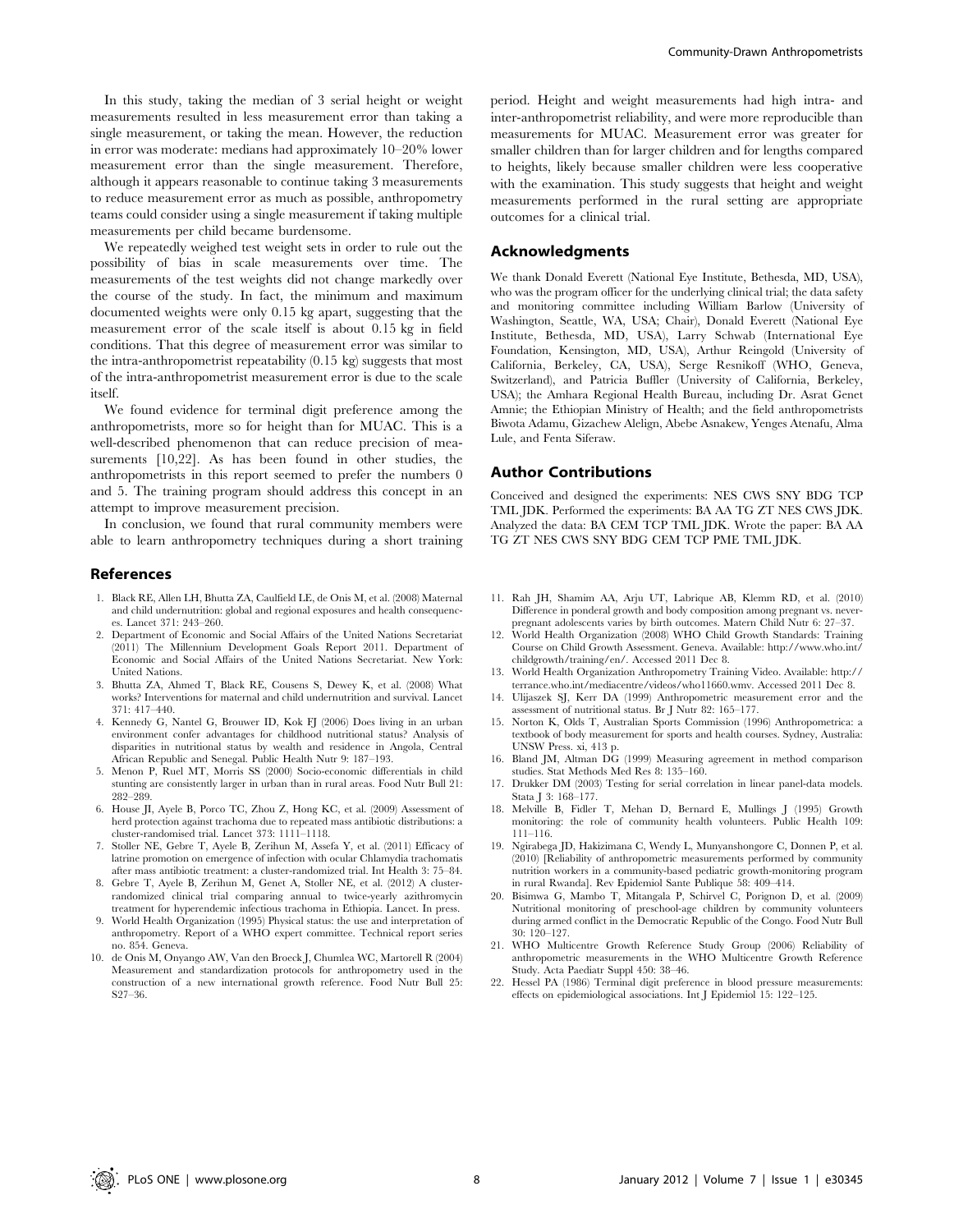In this study, taking the median of 3 serial height or weight measurements resulted in less measurement error than taking a single measurement, or taking the mean. However, the reduction in error was moderate: medians had approximately 10–20% lower measurement error than the single measurement. Therefore, although it appears reasonable to continue taking 3 measurements to reduce measurement error as much as possible, anthropometry teams could consider using a single measurement if taking multiple measurements per child became burdensome.

We repeatedly weighed test weight sets in order to rule out the possibility of bias in scale measurements over time. The measurements of the test weights did not change markedly over the course of the study. In fact, the minimum and maximum documented weights were only 0.15 kg apart, suggesting that the measurement error of the scale itself is about 0.15 kg in field conditions. That this degree of measurement error was similar to the intra-anthropometrist repeatability (0.15 kg) suggests that most of the intra-anthropometrist measurement error is due to the scale itself.

We found evidence for terminal digit preference among the anthropometrists, more so for height than for MUAC. This is a well-described phenomenon that can reduce precision of measurements [10,22]. As has been found in other studies, the anthropometrists in this report seemed to prefer the numbers 0 and 5. The training program should address this concept in an attempt to improve measurement precision.

In conclusion, we found that rural community members were able to learn anthropometry techniques during a short training period. Height and weight measurements had high intra- and inter-anthropometrist reliability, and were more reproducible than measurements for MUAC. Measurement error was greater for smaller children than for larger children and for lengths compared to heights, likely because smaller children were less cooperative with the examination. This study suggests that height and weight measurements performed in the rural setting are appropriate outcomes for a clinical trial.

## Acknowledgments

We thank Donald Everett (National Eye Institute, Bethesda, MD, USA), who was the program officer for the underlying clinical trial; the data safety and monitoring committee including William Barlow (University of Washington, Seattle, WA, USA; Chair), Donald Everett (National Eye Institute, Bethesda, MD, USA), Larry Schwab (International Eye Foundation, Kensington, MD, USA), Arthur Reingold (University of California, Berkeley, CA, USA), Serge Resnikoff (WHO, Geneva, Switzerland), and Patricia Buffler (University of California, Berkeley, USA); the Amhara Regional Health Bureau, including Dr. Asrat Genet Amnie; the Ethiopian Ministry of Health; and the field anthropometrists Biwota Adamu, Gizachew Alelign, Abebe Asnakew, Yenges Atenafu, Alma Lule, and Fenta Siferaw.

## Author Contributions

Conceived and designed the experiments: NES CWS SNY BDG TCP TML JDK. Performed the experiments: BA AA TG ZT NES CWS JDK. Analyzed the data: BA CEM TCP TML JDK. Wrote the paper: BA AA TG ZT NES CWS SNY BDG CEM TCP PME TML JDK.

## References

1. Black RE, Allen LH, Bhutta ZA, Caulfield LE, de Onis M, et al. (2008) Maternal and child undernutrition: global and regional exposures and health consequences. Lancet 371: 243–260.
2. Department of Economic and Social Affairs of the United Nations Secretariat (2011) The Millennium Development Goals Report 2011. Department of Economic and Social Affairs of the United Nations Secretariat. New York: United Nations.
3. Bhutta ZA, Ahmed T, Black RE, Cousens S, Dewey K, et al. (2008) What works? Interventions for maternal and child undernutrition and survival. Lancet 371: 417–440.
4. Kennedy G, Nantel G, Brouwer ID, Kok FJ (2006) Does living in an urban environment confer advantages for childhood nutritional status? Analysis of disparities in nutritional status by wealth and residence in Angola, Central African Republic and Senegal. Public Health Nutr 9: 187–193.
5. Menon P, Ruel MT, Morris SS (2000) Socio-economic differentials in child stunting are consistently larger in urban than in rural areas. Food Nutr Bull 21: 282–289.
6. House JI, Ayele B, Porco TC, Zhou Z, Hong KC, et al. (2009) Assessment of herd protection against trachoma due to repeated mass antibiotic distributions: a cluster-randomised trial. Lancet 373: 1111–1118.
7. Stoller NE, Gebre T, Ayele B, Zerihun M, Assefa Y, et al. (2011) Efficacy of latrine promotion on emergence of infection with ocular Chlamydia trachomatis after mass antibiotic treatment: a cluster-randomized trial. Int Health 3: 75–84.
8. Gebre T, Ayele B, Zerihun M, Genet A, Stoller NE, et al. (2012) A cluster-randomized clinical trial comparing annual to twice-yearly azithromycin treatment for hyperendemic infectious trachoma in Ethiopia. Lancet. In press.
9. World Health Organization (1995) Physical status: the use and interpretation of anthropometry. Report of a WHO expert committee. Technical report series no. 854. Geneva.
10. de Onis M, Onyango AW, Van den Broeck J, Chumlea WC, Martorell R (2004) Measurement and standardization protocols for anthropometry used in the construction of a new international growth reference. Food Nutr Bull 25: S27–36.
11. Rah JH, Shamim AA, Arju UT, Labrique AB, Klemm RD, et al. (2010) Difference in ponderal growth and body composition among pregnant vs. never-pregnant adolescents varies by birth outcomes. Matern Child Nutr 6: 27–37.
12. World Health Organization (2008) WHO Child Growth Standards: Training Course on Child Growth Assessment. Geneva. Available: http://www.who.int/childgrowth/training/en/. Accessed 2011 Dec 8.
13. World Health Organization Anthropometry Training Video. Available: http://terrance.who.int/mediacentre/videos/who11660.wmv. Accessed 2011 Dec 8.
14. Ulijaszek SJ, Kerr DA (1999) Anthropometric measurement error and the assessment of nutritional status. Br J Nutr 82: 165–177.
15. Norton K, Olds T, Australian Sports Commission (1996) Anthropometrica: a textbook of body measurement for sports and health courses. Sydney, Australia: UNSW Press. xi, 413 p.
16. Bland JM, Altman DG (1999) Measuring agreement in method comparison studies. Stat Methods Med Res 8: 135–160.
17. Drukker DM (2003) Testing for serial correlation in linear panel-data models. Stata J 3: 168–177.
18. Melville B, Fidler T, Mehan D, Bernard E, Mullings J (1995) Growth monitoring: the role of community health volunteers. Public Health 109: 111–116.
19. Ngirabega JD, Hakizimana C, Wendy L, Munyanshongore C, Donnen P, et al. (2010) [Reliability of anthropometric measurements performed by community nutrition workers in a community-based pediatric growth-monitoring program in rural Rwanda]. Rev Epidemiol Sante Publique 58: 409–414.
20. Bisimwa G, Mambo T, Mitangala P, Schirvel C, Porignon D, et al. (2009) Nutritional monitoring of preschool-age children by community volunteers during armed conflict in the Democratic Republic of the Congo. Food Nutr Bull 30: 120–127.
21. WHO Multicentre Growth Reference Study Group (2006) Reliability of anthropometric measurements in the WHO Multicentre Growth Reference Study. Acta Paediatr Suppl 450: 38–46.
22. Hessel PA (1986) Terminal digit preference in blood pressure measurements: effects on epidemiological associations. Int J Epidemiol 15: 122–125.